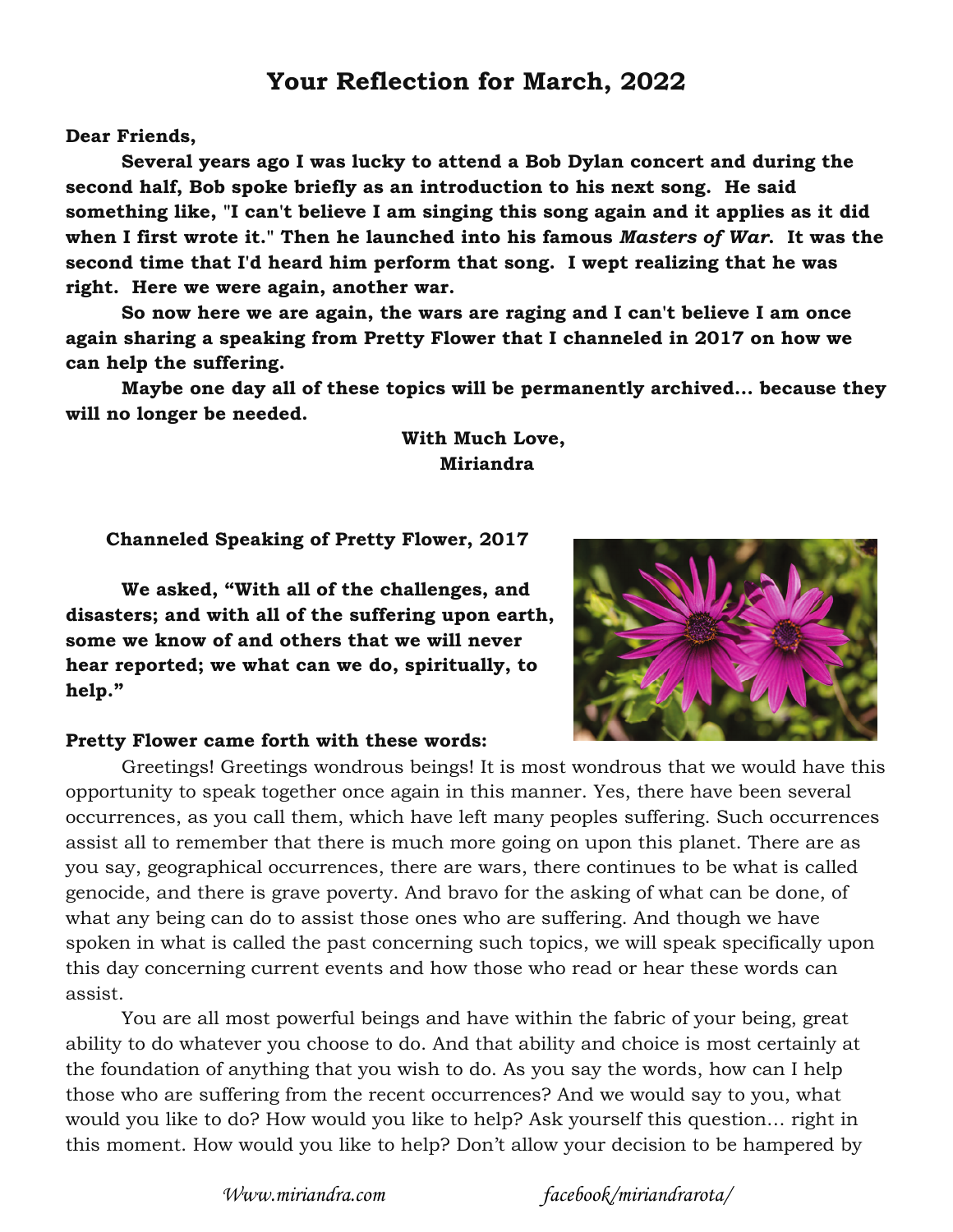# Your Reflection for March, 2022

**Dear Friends,**

**Several years ago I was lucky to attend a Bob Dylan concert and during the second half, Bob spoke briefly as an introduction to his next song. He said something like, "I can't believe I am singing this song again and it applies as it did when I first wrote it." Then he launched into his famous *Masters of War.* It was the second time that I'd heard him perform that song. I wept realizing that he was right. Here we were again, another war.**

**So now here we are again, the wars are raging and I can't believe I am once again sharing a speaking from Pretty Flower that I channeled in 2017 on how we can help the suffering.**

**Maybe one day all of these topics will be permanently archived... because they will no longer be needed.**

**With Much Love,**
**Miriandra**

**Channeled Speaking of Pretty Flower, 2017**

**We asked, "With all of the challenges, and disasters; and with all of the suffering upon earth, some we know of and others that we will never hear reported; we what can we do, spiritually, to help."**

**Pretty Flower came forth with these words:**

Greetings! Greetings wondrous beings! It is most wondrous that we would have this opportunity to speak together once again in this manner. Yes, there have been several occurrences, as you call them, which have left many peoples suffering. Such occurrences assist all to remember that there is much more going on upon this planet. There are as you say, geographical occurrences, there are wars, there continues to be what is called genocide, and there is grave poverty. And bravo for the asking of what can be done, of what any being can do to assist those ones who are suffering. And though we have spoken in what is called the past concerning such topics, we will speak specifically upon this day concerning current events and how those who read or hear these words can assist.

You are all most powerful beings and have within the fabric of your being, great ability to do whatever you choose to do. And that ability and choice is most certainly at the foundation of anything that you wish to do. As you say the words, how can I help those who are suffering from the recent occurrences? And we would say to you, what would you like to do? How would you like to help? Ask yourself this question… right in this moment. How would you like to help? Don't allow your decision to be hampered by

*Www.miriandra.com* *facebook/miriandrarota/*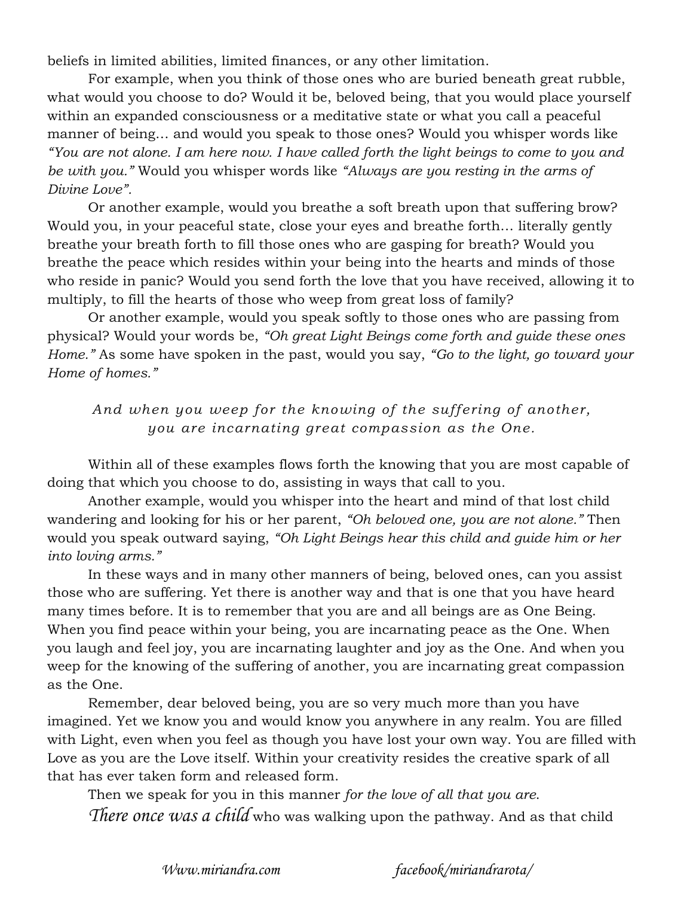beliefs in limited abilities, limited finances, or any other limitation.

For example, when you think of those ones who are buried beneath great rubble, what would you choose to do? Would it be, beloved being, that you would place yourself within an expanded consciousness or a meditative state or what you call a peaceful manner of being… and would you speak to those ones? Would you whisper words like *"You are not alone. I am here now. I have called forth the light beings to come to you and be with you."* Would you whisper words like *"Always are you resting in the arms of Divine Love".*

Or another example, would you breathe a soft breath upon that suffering brow? Would you, in your peaceful state, close your eyes and breathe forth… literally gently breathe your breath forth to fill those ones who are gasping for breath? Would you breathe the peace which resides within your being into the hearts and minds of those who reside in panic? Would you send forth the love that you have received, allowing it to multiply, to fill the hearts of those who weep from great loss of family?

Or another example, would you speak softly to those ones who are passing from physical? Would your words be, *"Oh great Light Beings come forth and guide these ones Home."* As some have spoken in the past, would you say, *"Go to the light, go toward your Home of homes."*

*And when you weep for the knowing of the suffering of another, you are incarnating great compassion as the One.*

Within all of these examples flows forth the knowing that you are most capable of doing that which you choose to do, assisting in ways that call to you.

Another example, would you whisper into the heart and mind of that lost child wandering and looking for his or her parent, *"Oh beloved one, you are not alone."* Then would you speak outward saying, *"Oh Light Beings hear this child and guide him or her into loving arms."*

In these ways and in many other manners of being, beloved ones, can you assist those who are suffering. Yet there is another way and that is one that you have heard many times before. It is to remember that you are and all beings are as One Being. When you find peace within your being, you are incarnating peace as the One. When you laugh and feel joy, you are incarnating laughter and joy as the One. And when you weep for the knowing of the suffering of another, you are incarnating great compassion as the One.

Remember, dear beloved being, you are so very much more than you have imagined. Yet we know you and would know you anywhere in any realm. You are filled with Light, even when you feel as though you have lost your own way. You are filled with Love as you are the Love itself. Within your creativity resides the creative spark of all that has ever taken form and released form.

Then we speak for you in this manner *for the love of all that you are*.

*There once was a child* who was walking upon the pathway. And as that child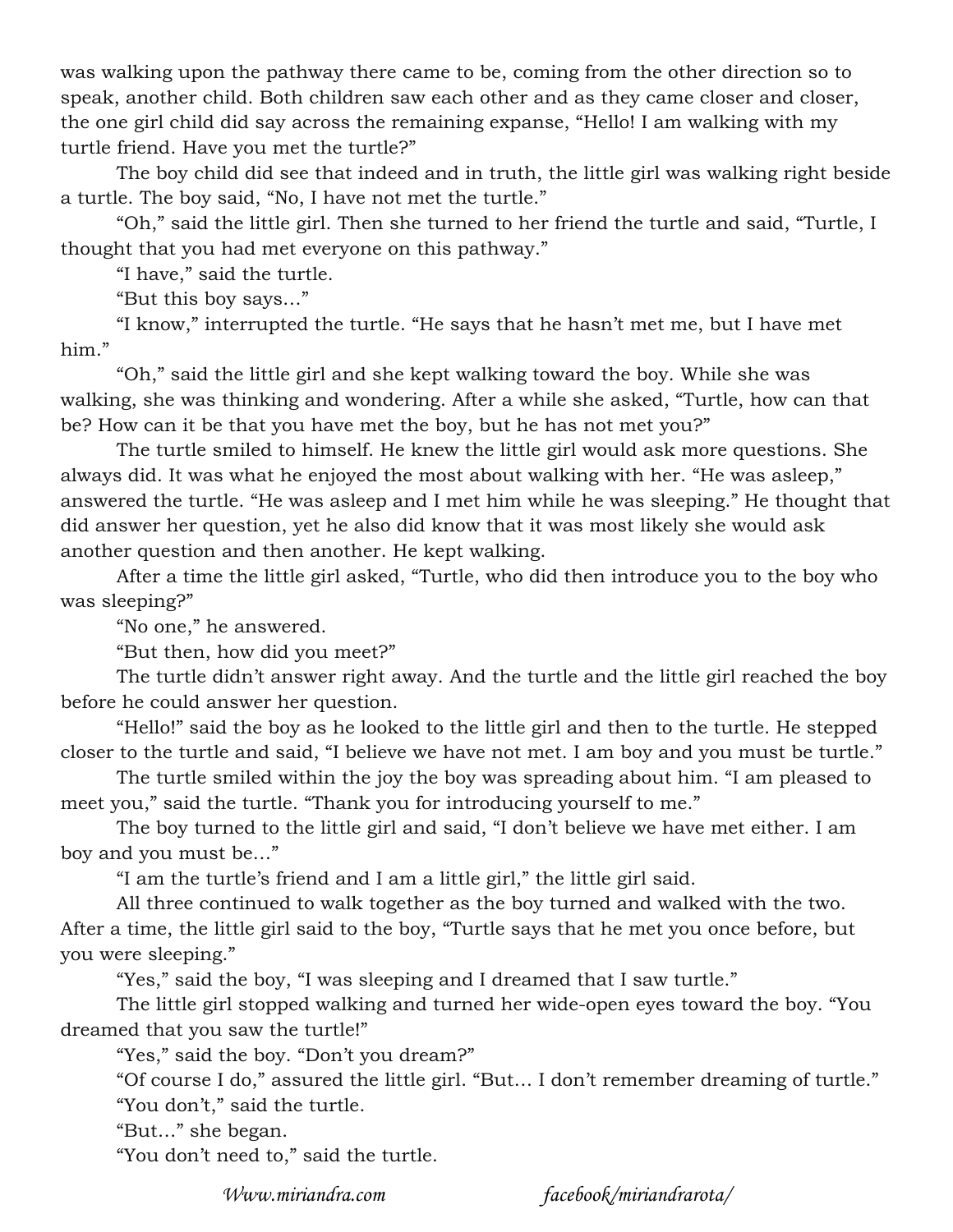was walking upon the pathway there came to be, coming from the other direction so to speak, another child. Both children saw each other and as they came closer and closer, the one girl child did say across the remaining expanse, "Hello! I am walking with my turtle friend. Have you met the turtle?"

The boy child did see that indeed and in truth, the little girl was walking right beside a turtle. The boy said, "No, I have not met the turtle."

"Oh," said the little girl. Then she turned to her friend the turtle and said, "Turtle, I thought that you had met everyone on this pathway."

"I have," said the turtle.

"But this boy says…"

"I know," interrupted the turtle. "He says that he hasn't met me, but I have met him."

"Oh," said the little girl and she kept walking toward the boy. While she was walking, she was thinking and wondering. After a while she asked, "Turtle, how can that be? How can it be that you have met the boy, but he has not met you?"

The turtle smiled to himself. He knew the little girl would ask more questions. She always did. It was what he enjoyed the most about walking with her. "He was asleep," answered the turtle. "He was asleep and I met him while he was sleeping." He thought that did answer her question, yet he also did know that it was most likely she would ask another question and then another. He kept walking.

After a time the little girl asked, "Turtle, who did then introduce you to the boy who was sleeping?"

"No one," he answered.

"But then, how did you meet?"

The turtle didn't answer right away. And the turtle and the little girl reached the boy before he could answer her question.

"Hello!" said the boy as he looked to the little girl and then to the turtle. He stepped closer to the turtle and said, "I believe we have not met. I am boy and you must be turtle."

The turtle smiled within the joy the boy was spreading about him. "I am pleased to meet you," said the turtle. "Thank you for introducing yourself to me."

The boy turned to the little girl and said, "I don't believe we have met either. I am boy and you must be…"

"I am the turtle's friend and I am a little girl," the little girl said.

All three continued to walk together as the boy turned and walked with the two. After a time, the little girl said to the boy, "Turtle says that he met you once before, but you were sleeping."

"Yes," said the boy, "I was sleeping and I dreamed that I saw turtle."

The little girl stopped walking and turned her wide-open eyes toward the boy. "You dreamed that you saw the turtle!"

"Yes," said the boy. "Don't you dream?"

"Of course I do," assured the little girl. "But… I don't remember dreaming of turtle."

"You don't," said the turtle.

"But…" she began.

"You don't need to," said the turtle.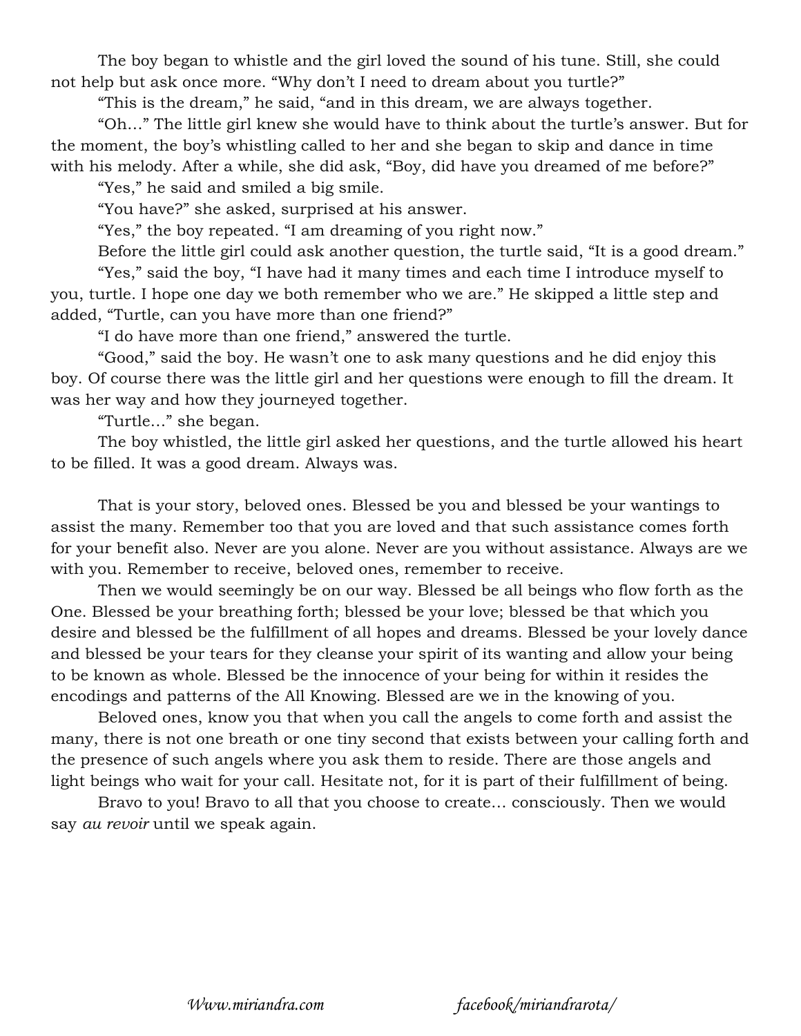The boy began to whistle and the girl loved the sound of his tune. Still, she could not help but ask once more. "Why don't I need to dream about you turtle?"

"This is the dream," he said, "and in this dream, we are always together.

"Oh…" The little girl knew she would have to think about the turtle's answer. But for the moment, the boy's whistling called to her and she began to skip and dance in time with his melody. After a while, she did ask, "Boy, did have you dreamed of me before?"

"Yes," he said and smiled a big smile.

"You have?" she asked, surprised at his answer.

"Yes," the boy repeated. "I am dreaming of you right now."

Before the little girl could ask another question, the turtle said, "It is a good dream."

"Yes," said the boy, "I have had it many times and each time I introduce myself to you, turtle. I hope one day we both remember who we are." He skipped a little step and added, "Turtle, can you have more than one friend?"

"I do have more than one friend," answered the turtle.

"Good," said the boy. He wasn't one to ask many questions and he did enjoy this boy. Of course there was the little girl and her questions were enough to fill the dream. It was her way and how they journeyed together.

"Turtle…" she began.

The boy whistled, the little girl asked her questions, and the turtle allowed his heart to be filled. It was a good dream. Always was.

That is your story, beloved ones. Blessed be you and blessed be your wantings to assist the many. Remember too that you are loved and that such assistance comes forth for your benefit also. Never are you alone. Never are you without assistance. Always are we with you. Remember to receive, beloved ones, remember to receive.

Then we would seemingly be on our way. Blessed be all beings who flow forth as the One. Blessed be your breathing forth; blessed be your love; blessed be that which you desire and blessed be the fulfillment of all hopes and dreams. Blessed be your lovely dance and blessed be your tears for they cleanse your spirit of its wanting and allow your being to be known as whole. Blessed be the innocence of your being for within it resides the encodings and patterns of the All Knowing. Blessed are we in the knowing of you.

Beloved ones, know you that when you call the angels to come forth and assist the many, there is not one breath or one tiny second that exists between your calling forth and the presence of such angels where you ask them to reside. There are those angels and light beings who wait for your call. Hesitate not, for it is part of their fulfillment of being.

Bravo to you! Bravo to all that you choose to create… consciously. Then we would say *au revoir* until we speak again.